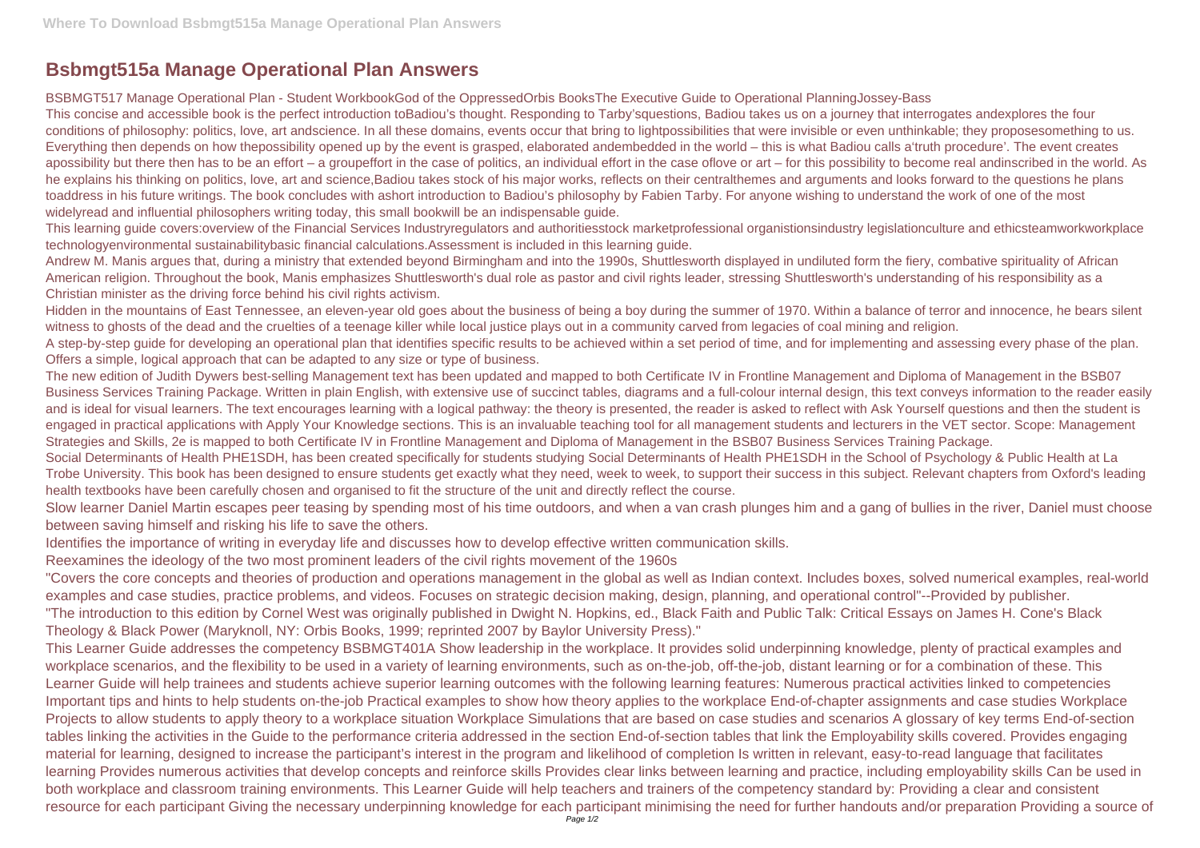# Bsbmgt515a Manage Operational Plan Answers

BSBMGT517 Manage Operational Plan - Student WorkbookGod of the OppressedOrbis BooksThe Executive Guide to Operational PlanningJossey-Bass

This concise and accessible book is the perfect introduction toBadiou's thought. Responding to Tarby'squestions, Badiou takes us on a journey that interrogates andexplores the four conditions of philosophy: politics, love, art andscience. In all these domains, events occur that bring to lightpossibilities that were invisible or even unthinkable; they proposesomething to us. Everything then depends on how thepossibility opened up by the event is grasped, elaborated andembedded in the world – this is what Badiou calls a'truth procedure'. The event creates apossibility but there then has to be an effort – a groupeffort in the case of politics, an individual effort in the case oflove or art – for this possibility to become real andinscribed in the world. As he explains his thinking on politics, love, art and science,Badiou takes stock of his major works, reflects on their centralthemes and arguments and looks forward to the questions he plans toaddress in his future writings. The book concludes with ashort introduction to Badiou's philosophy by Fabien Tarby. For anyone wishing to understand the work of one of the most widelyread and influential philosophers writing today, this small bookwill be an indispensable guide.

This learning guide covers:overview of the Financial Services Industryregulators and authoritiesstock marketprofessional organistionsindustry legislationculture and ethicsteamworkworkplace technologyenvironmental sustainabilitybasic financial calculations.Assessment is included in this learning guide.

Andrew M. Manis argues that, during a ministry that extended beyond Birmingham and into the 1990s, Shuttlesworth displayed in undiluted form the fiery, combative spirituality of African American religion. Throughout the book, Manis emphasizes Shuttlesworth's dual role as pastor and civil rights leader, stressing Shuttlesworth's understanding of his responsibility as a Christian minister as the driving force behind his civil rights activism.

Hidden in the mountains of East Tennessee, an eleven-year old goes about the business of being a boy during the summer of 1970. Within a balance of terror and innocence, he bears silent witness to ghosts of the dead and the cruelties of a teenage killer while local justice plays out in a community carved from legacies of coal mining and religion.

A step-by-step guide for developing an operational plan that identifies specific results to be achieved within a set period of time, and for implementing and assessing every phase of the plan. Offers a simple, logical approach that can be adapted to any size or type of business.

The new edition of Judith Dywers best-selling Management text has been updated and mapped to both Certificate IV in Frontline Management and Diploma of Management in the BSB07 Business Services Training Package. Written in plain English, with extensive use of succinct tables, diagrams and a full-colour internal design, this text conveys information to the reader easily and is ideal for visual learners. The text encourages learning with a logical pathway: the theory is presented, the reader is asked to reflect with Ask Yourself questions and then the student is engaged in practical applications with Apply Your Knowledge sections. This is an invaluable teaching tool for all management students and lecturers in the VET sector. Scope: Management Strategies and Skills, 2e is mapped to both Certificate IV in Frontline Management and Diploma of Management in the BSB07 Business Services Training Package.

Social Determinants of Health PHE1SDH, has been created specifically for students studying Social Determinants of Health PHE1SDH in the School of Psychology & Public Health at La Trobe University. This book has been designed to ensure students get exactly what they need, week to week, to support their success in this subject. Relevant chapters from Oxford's leading health textbooks have been carefully chosen and organised to fit the structure of the unit and directly reflect the course.

Slow learner Daniel Martin escapes peer teasing by spending most of his time outdoors, and when a van crash plunges him and a gang of bullies in the river, Daniel must choose between saving himself and risking his life to save the others.

Identifies the importance of writing in everyday life and discusses how to develop effective written communication skills.

Reexamines the ideology of the two most prominent leaders of the civil rights movement of the 1960s

"Covers the core concepts and theories of production and operations management in the global as well as Indian context. Includes boxes, solved numerical examples, real-world examples and case studies, practice problems, and videos. Focuses on strategic decision making, design, planning, and operational control"--Provided by publisher.

"The introduction to this edition by Cornel West was originally published in Dwight N. Hopkins, ed., Black Faith and Public Talk: Critical Essays on James H. Cone's Black Theology & Black Power (Maryknoll, NY: Orbis Books, 1999; reprinted 2007 by Baylor University Press)."

This Learner Guide addresses the competency BSBMGT401A Show leadership in the workplace. It provides solid underpinning knowledge, plenty of practical examples and workplace scenarios, and the flexibility to be used in a variety of learning environments, such as on-the-job, off-the-job, distant learning or for a combination of these. This Learner Guide will help trainees and students achieve superior learning outcomes with the following learning features: Numerous practical activities linked to competencies Important tips and hints to help students on-the-job Practical examples to show how theory applies to the workplace End-of-chapter assignments and case studies Workplace Projects to allow students to apply theory to a workplace situation Workplace Simulations that are based on case studies and scenarios A glossary of key terms End-of-section tables linking the activities in the Guide to the performance criteria addressed in the section End-of-section tables that link the Employability skills covered. Provides engaging material for learning, designed to increase the participant's interest in the program and likelihood of completion Is written in relevant, easy-to-read language that facilitates learning Provides numerous activities that develop concepts and reinforce skills Provides clear links between learning and practice, including employability skills Can be used in both workplace and classroom training environments. This Learner Guide will help teachers and trainers of the competency standard by: Providing a clear and consistent resource for each participant Giving the necessary underpinning knowledge for each participant minimising the need for further handouts and/or preparation Providing a source of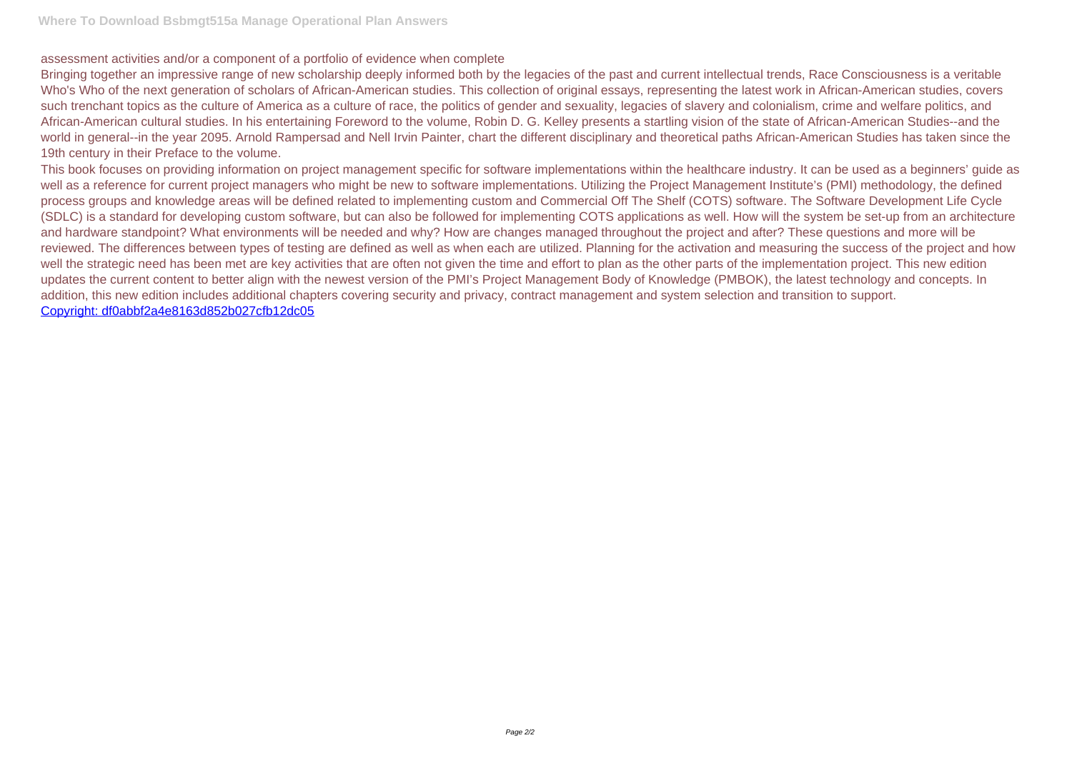assessment activities and/or a component of a portfolio of evidence when complete

Bringing together an impressive range of new scholarship deeply informed both by the legacies of the past and current intellectual trends, Race Consciousness is a veritable Who's Who of the next generation of scholars of African-American studies. This collection of original essays, representing the latest work in African-American studies, covers such trenchant topics as the culture of America as a culture of race, the politics of gender and sexuality, legacies of slavery and colonialism, crime and welfare politics, and African-American cultural studies. In his entertaining Foreword to the volume, Robin D. G. Kelley presents a startling vision of the state of African-American Studies--and the world in general--in the year 2095. Arnold Rampersad and Nell Irvin Painter, chart the different disciplinary and theoretical paths African-American Studies has taken since the 19th century in their Preface to the volume.

This book focuses on providing information on project management specific for software implementations within the healthcare industry. It can be used as a beginners' guide as well as a reference for current project managers who might be new to software implementations. Utilizing the Project Management Institute's (PMI) methodology, the defined process groups and knowledge areas will be defined related to implementing custom and Commercial Off The Shelf (COTS) software. The Software Development Life Cycle (SDLC) is a standard for developing custom software, but can also be followed for implementing COTS applications as well. How will the system be set-up from an architecture and hardware standpoint? What environments will be needed and why? How are changes managed throughout the project and after? These questions and more will be reviewed. The differences between types of testing are defined as well as when each are utilized. Planning for the activation and measuring the success of the project and how well the strategic need has been met are key activities that are often not given the time and effort to plan as the other parts of the implementation project. This new edition updates the current content to better align with the newest version of the PMI's Project Management Body of Knowledge (PMBOK), the latest technology and concepts. In addition, this new edition includes additional chapters covering security and privacy, contract management and system selection and transition to support.

Copyright: df0abbf2a4e8163d852b027cfb12dc05